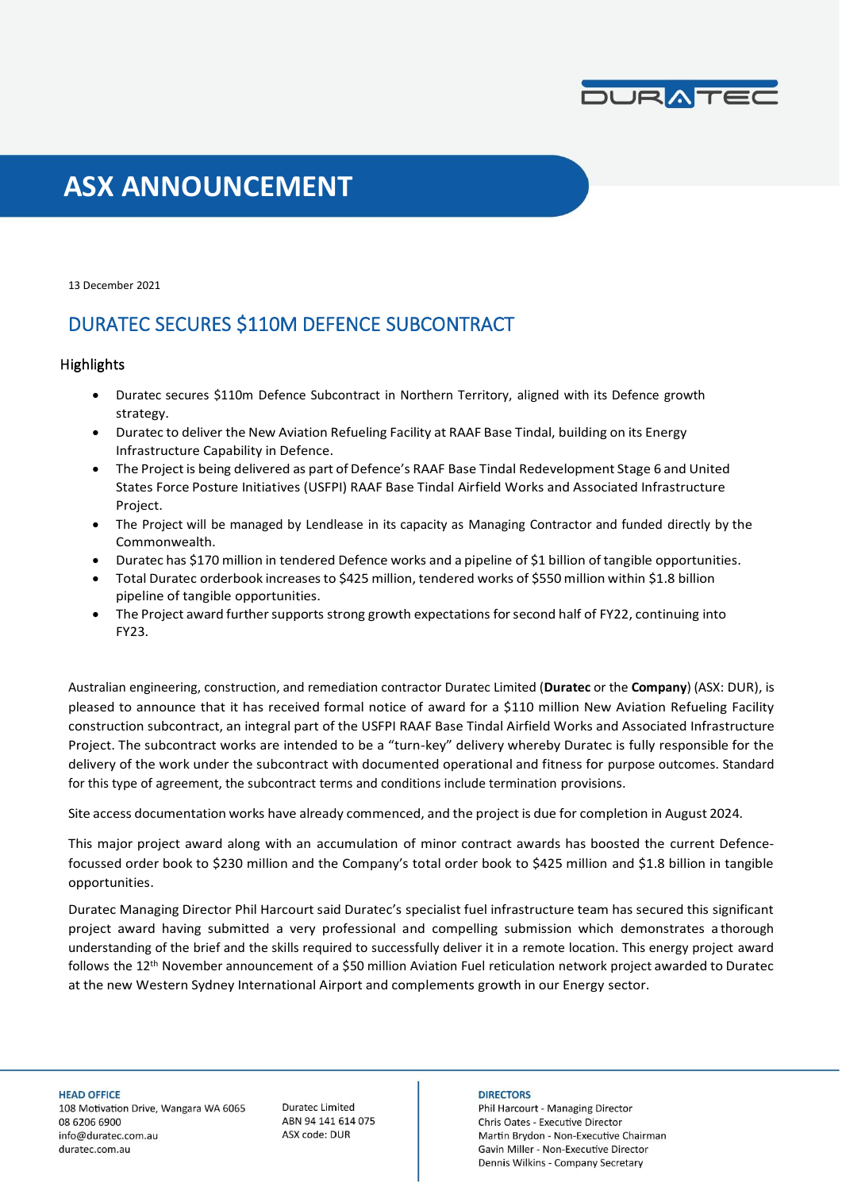# ASX ANNOUNCEMENT

13 December 2021

## DURATEC SECURES $110M DEFENCE SUBCONTRACT

### Highlights

- Duratec secures $110m Defence Subcontract in Northern Territory, aligned with its Defence growth strategy.
- Duratec to deliver the New Aviation Refueling Facility at RAAF Base Tindal, building on its Energy Infrastructure Capability in Defence.
- The Project is being delivered as part of Defence's RAAF Base Tindal Redevelopment Stage 6 and United States Force Posture Initiatives (USFPI) RAAF Base Tindal Airfield Works and Associated Infrastructure Project.
- The Project will be managed by Lendlease in its capacity as Managing Contractor and funded directly by the Commonwealth.
- Duratec has $170 million in tendered Defence works and a pipeline of $1 billion of tangible opportunities.
- Total Duratec orderbook increases to $425 million, tendered works of $550 million within $1.8 billion pipeline of tangible opportunities.
- The Project award further supports strong growth expectations for second half of FY22, continuing into FY23.

Australian engineering, construction, and remediation contractor Duratec Limited (**Duratec** or the **Company**) (ASX: DUR), is pleased to announce that it has received formal notice of award for a $110 million New Aviation Refueling Facility construction subcontract, an integral part of the USFPI RAAF Base Tindal Airfield Works and Associated Infrastructure Project. The subcontract works are intended to be a "turn-key" delivery whereby Duratec is fully responsible for the delivery of the work under the subcontract with documented operational and fitness for purpose outcomes. Standard for this type of agreement, the subcontract terms and conditions include termination provisions.

Site access documentation works have already commenced, and the project is due for completion in August 2024.

This major project award along with an accumulation of minor contract awards has boosted the current Defence-focussed order book to $230 million and the Company's total order book to $425 million and $1.8 billion in tangible opportunities.

Duratec Managing Director Phil Harcourt said Duratec's specialist fuel infrastructure team has secured this significant project award having submitted a very professional and compelling submission which demonstrates a thorough understanding of the brief and the skills required to successfully deliver it in a remote location. This energy project award follows the 12th November announcement of a $50 million Aviation Fuel reticulation network project awarded to Duratec at the new Western Sydney International Airport and complements growth in our Energy sector.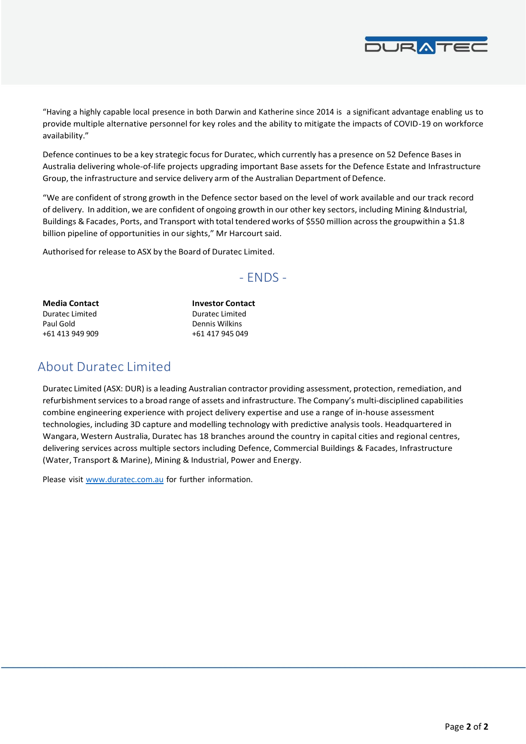"Having a highly capable local presence in both Darwin and Katherine since 2014 is a significant advantage enabling us to provide multiple alternative personnel for key roles and the ability to mitigate the impacts of COVID-19 on workforce availability."

Defence continues to be a key strategic focus for Duratec, which currently has a presence on 52 Defence Bases in Australia delivering whole-of-life projects upgrading important Base assets for the Defence Estate and Infrastructure Group, the infrastructure and service delivery arm of the Australian Department of Defence.

"We are confident of strong growth in the Defence sector based on the level of work available and our track record of delivery. In addition, we are confident of ongoing growth in our other key sectors, including Mining &Industrial, Buildings & Facades, Ports, and Transport with total tendered works of $550 million across the groupwithin a $1.8 billion pipeline of opportunities in our sights," Mr Harcourt said.

Authorised for release to ASX by the Board of Duratec Limited.

- ENDS -

**Media Contact**
Duratec Limited
Paul Gold
+61 413 949 909

**Investor Contact**
Duratec Limited
Dennis Wilkins
+61 417 945 049

## About Duratec Limited

Duratec Limited (ASX: DUR) is a leading Australian contractor providing assessment, protection, remediation, and refurbishment services to a broad range of assets and infrastructure. The Company's multi-disciplined capabilities combine engineering experience with project delivery expertise and use a range of in-house assessment technologies, including 3D capture and modelling technology with predictive analysis tools. Headquartered in Wangara, Western Australia, Duratec has 18 branches around the country in capital cities and regional centres, delivering services across multiple sectors including Defence, Commercial Buildings & Facades, Infrastructure (Water, Transport & Marine), Mining & Industrial, Power and Energy.

Please visit www.duratec.com.au for further information.